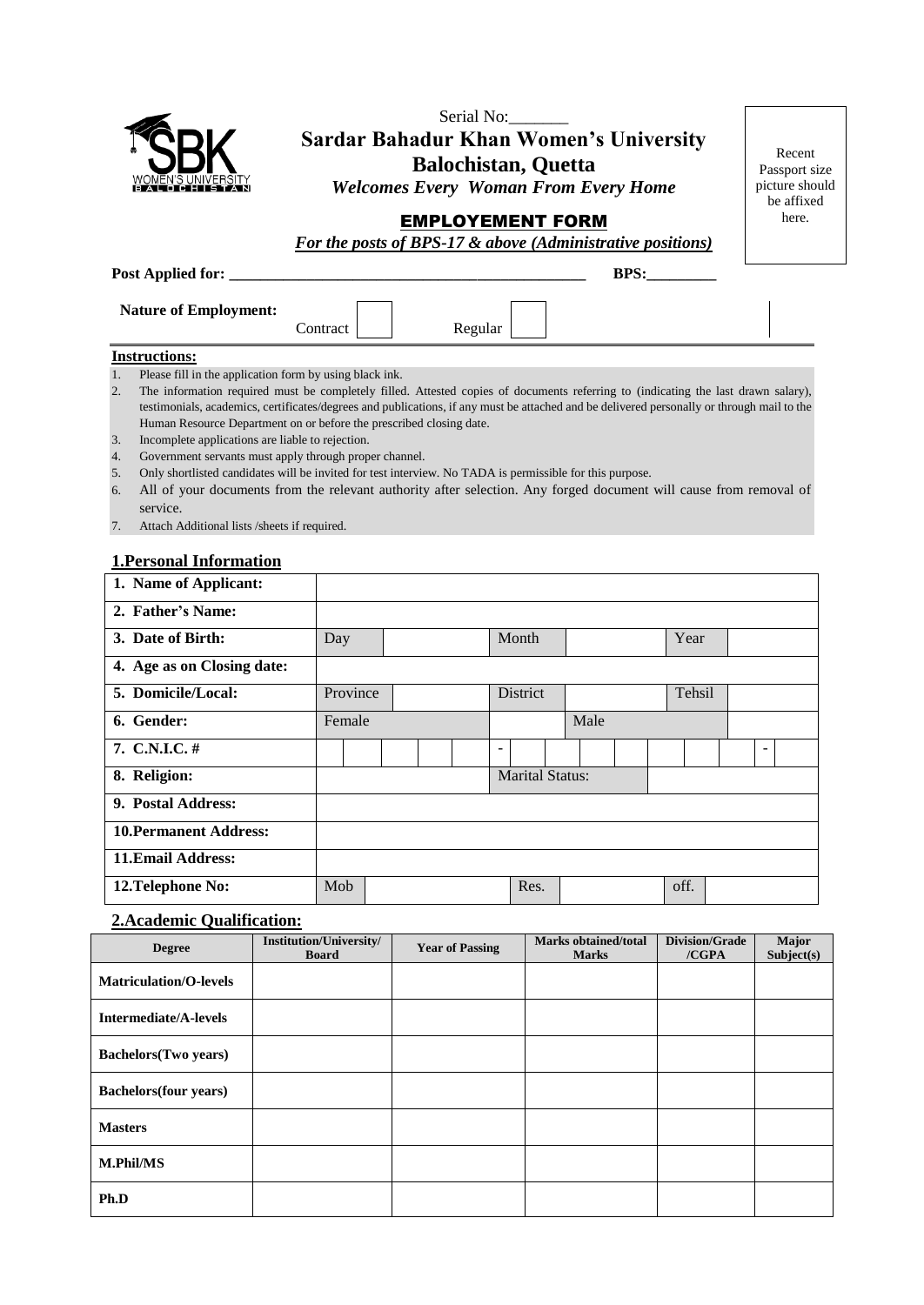Serial No:_______

# Sardar Bahadur Khan Women's University Balochistan, Quetta

*Welcomes Every Woman From Every Home*

Recent Passport size picture should be affixed here.

## EMPLOYEMENT FORM

***For the posts of BPS-17 & above (Administrative positions)***

**Post Applied for: _____________________________________________ BPS:_________**

**Nature of Employment:** Contract ☐ Regular ☐

**Instructions:**

1. Please fill in the application form by using black ink.
2. The information required must be completely filled. Attested copies of documents referring to (indicating the last drawn salary), testimonials, academics, certificates/degrees and publications, if any must be attached and be delivered personally or through mail to the Human Resource Department on or before the prescribed closing date.
3. Incomplete applications are liable to rejection.
4. Government servants must apply through proper channel.
5. Only shortlisted candidates will be invited for test interview. No TADA is permissible for this purpose.
6. All of your documents from the relevant authority after selection. Any forged document will cause from removal of service.
7. Attach Additional lists /sheets if required.

### 1.Personal Information

| | | | | | | |
|---|---|---|---|---|---|---|
| **1. Name of Applicant:** | | | | | | |
| **2. Father's Name:** | | | | | | |
| **3. Date of Birth:** | Day | | Month | | Year | |
| **4. Age as on Closing date:** | | | | | | |
| **5. Domicile/Local:** | Province | | District | | Tehsil | |
| **6. Gender:** | Female | | | Male | | |
| **7. C.N.I.C. #** | | | - | | | - |
| **8. Religion:** | | | Marital Status: | | | |
| **9. Postal Address:** | | | | | | |
| **10.Permanent Address:** | | | | | | |
| **11.Email Address:** | | | | | | |
| **12.Telephone No:** | Mob | | Res. | | off. | |

### 2.Academic Qualification:

| Degree | Institution/University/ Board | Year of Passing | Marks obtained/total Marks | Division/Grade /CGPA | Major Subject(s) |
|---|---|---|---|---|---|
| **Matriculation/O-levels** | | | | | |
| **Intermediate/A-levels** | | | | | |
| **Bachelors(Two years)** | | | | | |
| **Bachelors(four years)** | | | | | |
| **Masters** | | | | | |
| **M.Phil/MS** | | | | | |
| **Ph.D** | | | | | |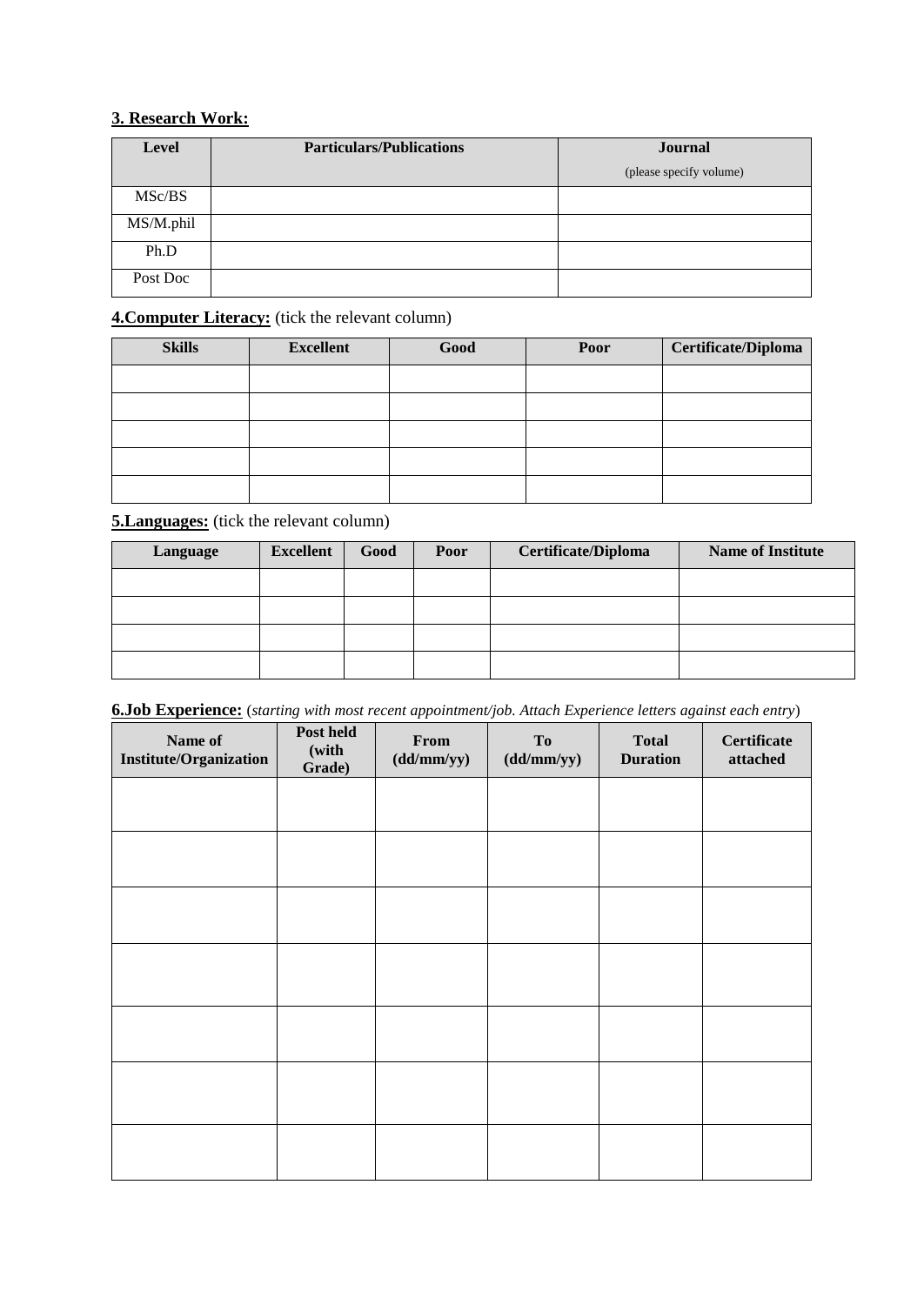### 3. Research Work:

| Level | Particulars/Publications | Journal (please specify volume) |
|---|---|---|
| MSc/BS | | |
| MS/M.phil | | |
| Ph.D | | |
| Post Doc | | |

### 4.Computer Literacy: (tick the relevant column)

| Skills | Excellent | Good | Poor | Certificate/Diploma |
|---|---|---|---|---|
| | | | | |
| | | | | |
| | | | | |
| | | | | |
| | | | | |

### 5.Languages: (tick the relevant column)

| Language | Excellent | Good | Poor | Certificate/Diploma | Name of Institute |
|---|---|---|---|---|---|
| | | | | | |
| | | | | | |
| | | | | | |
| | | | | | |

### 6.Job Experience: (*starting with most recent appointment/job. Attach Experience letters against each entry*)

| Name of Institute/Organization | Post held (with Grade) | From (dd/mm/yy) | To (dd/mm/yy) | Total Duration | Certificate attached |
|---|---|---|---|---|---|
| | | | | | |
| | | | | | |
| | | | | | |
| | | | | | |
| | | | | | |
| | | | | | |
| | | | | | |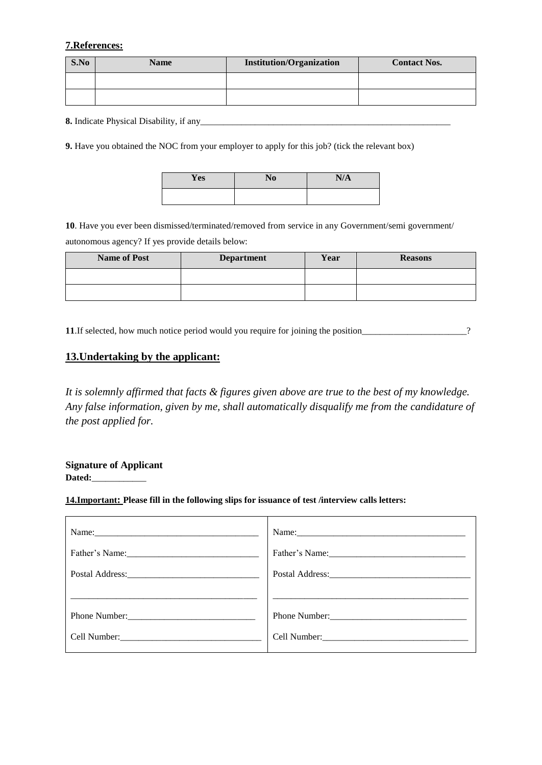**7.References:**

| S.No | Name | Institution/Organization | Contact Nos. |
|---|---|---|---|
| | | | |
| | | | |

**8.** Indicate Physical Disability, if any________________________________________________________

**9.** Have you obtained the NOC from your employer to apply for this job? (tick the relevant box)

| Yes | No | N/A |
|---|---|---|
| | | |

**10**. Have you ever been dismissed/terminated/removed from service in any Government/semi government/ autonomous agency? If yes provide details below:

| Name of Post | Department | Year | Reasons |
|---|---|---|---|
| | | | |
| | | | |

**11**.If selected, how much notice period would you require for joining the position_______________________?

## 13.Undertaking by the applicant:

*It is solemnly affirmed that facts & figures given above are true to the best of my knowledge. Any false information, given by me, shall automatically disqualify me from the candidature of the post applied for.*

**Signature of Applicant**

**Dated:**____________

**14.Important: Please fill in the following slips for issuance of test /interview calls letters:**

| | |
|---|---|
| Name:____________________________________ | Name:______________________________________ |
| Father's Name:_____________________________ | Father's Name:______________________________ |
| Postal Address:_____________________________ | Postal Address:_______________________________ |
| ___________________________________________ | ____________________________________________ |
| Phone Number:____________________________ | Phone Number:_____________________________ |
| Cell Number:_______________________________ | Cell Number:_______________________________ |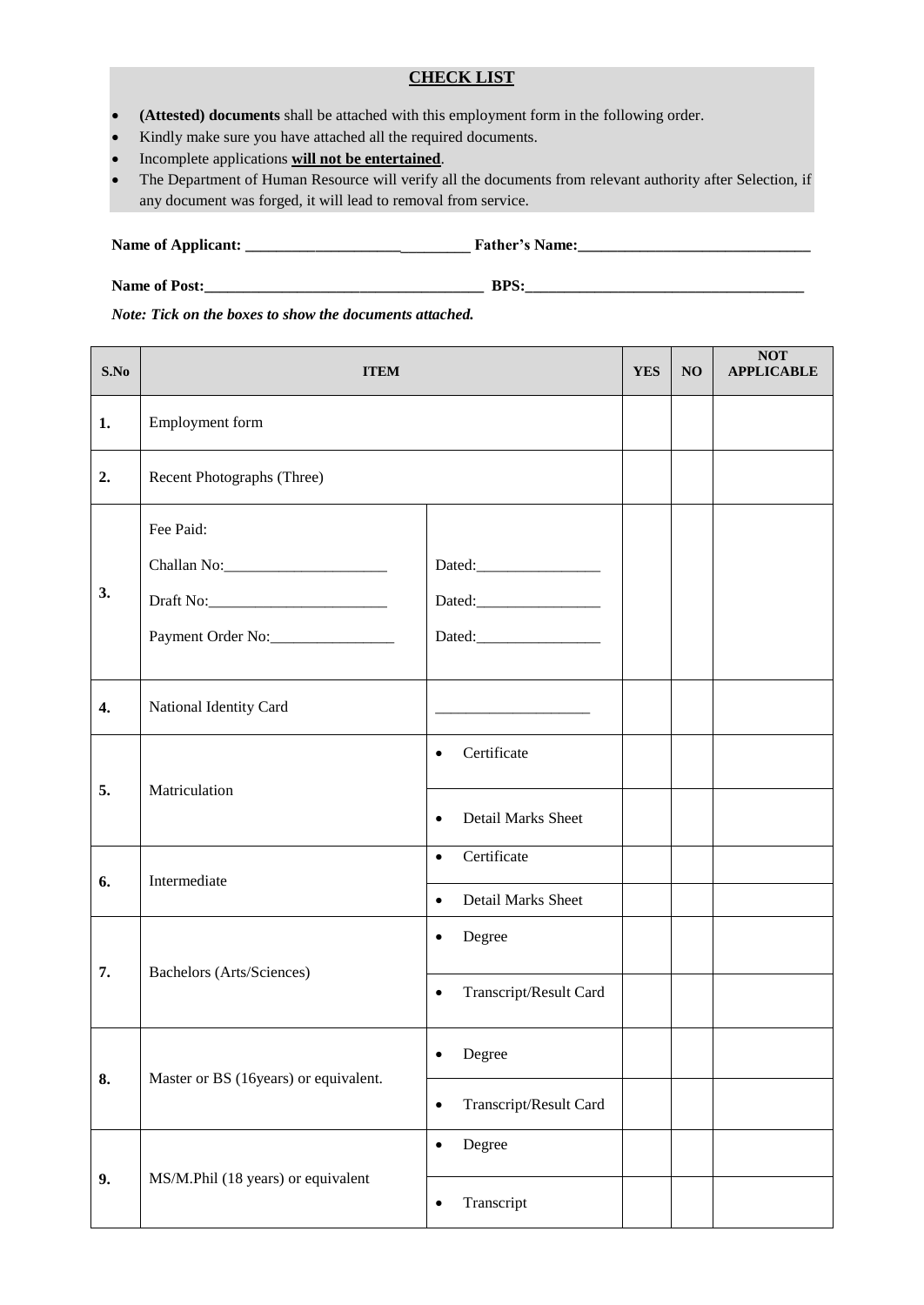## CHECK LIST

- **(Attested) documents** shall be attached with this employment form in the following order.
- Kindly make sure you have attached all the required documents.
- Incomplete applications **will not be entertained**.
- The Department of Human Resource will verify all the documents from relevant authority after Selection, if any document was forged, it will lead to removal from service.

**Name of Applicant: ______________________________ Father's Name:______________________________**

**Name of Post:____________________________________ BPS:____________________________________**

***Note: Tick on the boxes to show the documents attached.***

| S.No | ITEM | | YES | NO | NOT APPLICABLE |
|---|---|---|---|---|---|
| **1.** | Employment form | | | | |
| **2.** | Recent Photographs (Three) | | | | |
| **3.** | Fee Paid:<br>Challan No:_____________________<br>Draft No:_______________________<br>Payment Order No:________________ | Dated:________________<br>Dated:________________<br>Dated:________________ | | | |
| **4.** | National Identity Card | ____________________ | | | |
| **5.** | Matriculation | • Certificate | | | |
| | | • Detail Marks Sheet | | | |
| **6.** | Intermediate | • Certificate | | | |
| | | • Detail Marks Sheet | | | |
| **7.** | Bachelors (Arts/Sciences) | • Degree | | | |
| | | • Transcript/Result Card | | | |
| **8.** | Master or BS (16years) or equivalent. | • Degree | | | |
| | | • Transcript/Result Card | | | |
| **9.** | MS/M.Phil (18 years) or equivalent | • Degree | | | |
| | | • Transcript | | | |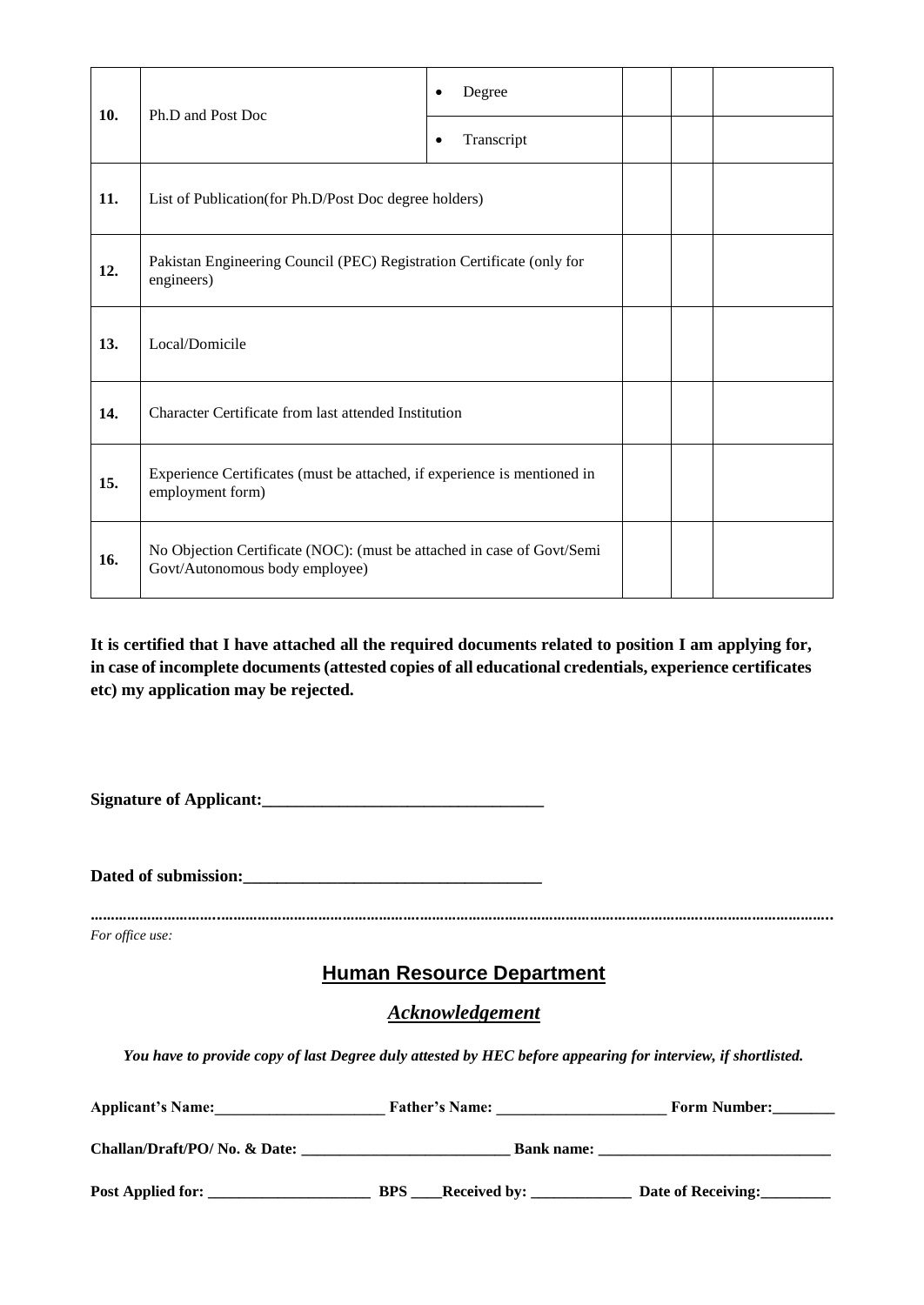| | | | | | |
|---|---|---|---|---|---|
| **10.** | Ph.D and Post Doc | • Degree | | | |
| | | • Transcript | | | |
| **11.** | List of Publication(for Ph.D/Post Doc degree holders) | | | | |
| **12.** | Pakistan Engineering Council (PEC) Registration Certificate (only for engineers) | | | | |
| **13.** | Local/Domicile | | | | |
| **14.** | Character Certificate from last attended Institution | | | | |
| **15.** | Experience Certificates (must be attached, if experience is mentioned in employment form) | | | | |
| **16.** | No Objection Certificate (NOC): (must be attached in case of Govt/Semi Govt/Autonomous body employee) | | | | |

**It is certified that I have attached all the required documents related to position I am applying for, in case of incomplete documents (attested copies of all educational credentials, experience certificates etc) my application may be rejected.**

**Signature of Applicant:**__________________________________

**Dated of submission:**____________________________________

............................................................................................................................................................................

*For office use:*

## Human Resource Department

### *Acknowledgement*

***You have to provide copy of last Degree duly attested by HEC before appearing for interview, if shortlisted.***

**Applicant's Name:**______________________ **Father's Name:** ______________________ **Form Number:**________

**Challan/Draft/PO/ No. & Date:** ___________________________ **Bank name:** ______________________________

**Post Applied for:** _____________________ **BPS** ____**Received by:** _____________ **Date of Receiving:**_________